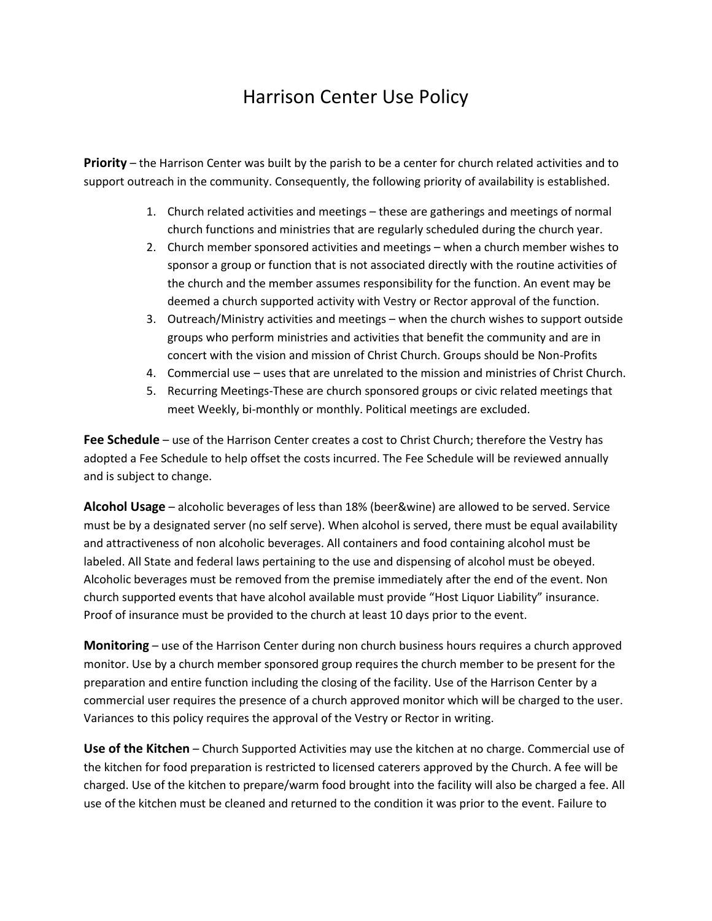# Harrison Center Use Policy

**Priority** – the Harrison Center was built by the parish to be a center for church related activities and to support outreach in the community. Consequently, the following priority of availability is established.

1. Church related activities and meetings – these are gatherings and meetings of normal church functions and ministries that are regularly scheduled during the church year.
2. Church member sponsored activities and meetings – when a church member wishes to sponsor a group or function that is not associated directly with the routine activities of the church and the member assumes responsibility for the function. An event may be deemed a church supported activity with Vestry or Rector approval of the function.
3. Outreach/Ministry activities and meetings – when the church wishes to support outside groups who perform ministries and activities that benefit the community and are in concert with the vision and mission of Christ Church. Groups should be Non-Profits
4. Commercial use – uses that are unrelated to the mission and ministries of Christ Church.
5. Recurring Meetings-These are church sponsored groups or civic related meetings that meet Weekly, bi-monthly or monthly. Political meetings are excluded.

**Fee Schedule** – use of the Harrison Center creates a cost to Christ Church; therefore the Vestry has adopted a Fee Schedule to help offset the costs incurred. The Fee Schedule will be reviewed annually and is subject to change.

**Alcohol Usage** – alcoholic beverages of less than 18% (beer&wine) are allowed to be served. Service must be by a designated server (no self serve). When alcohol is served, there must be equal availability and attractiveness of non alcoholic beverages. All containers and food containing alcohol must be labeled. All State and federal laws pertaining to the use and dispensing of alcohol must be obeyed. Alcoholic beverages must be removed from the premise immediately after the end of the event. Non church supported events that have alcohol available must provide "Host Liquor Liability" insurance. Proof of insurance must be provided to the church at least 10 days prior to the event.

**Monitoring** – use of the Harrison Center during non church business hours requires a church approved monitor. Use by a church member sponsored group requires the church member to be present for the preparation and entire function including the closing of the facility. Use of the Harrison Center by a commercial user requires the presence of a church approved monitor which will be charged to the user. Variances to this policy requires the approval of the Vestry or Rector in writing.

**Use of the Kitchen** – Church Supported Activities may use the kitchen at no charge. Commercial use of the kitchen for food preparation is restricted to licensed caterers approved by the Church. A fee will be charged. Use of the kitchen to prepare/warm food brought into the facility will also be charged a fee. All use of the kitchen must be cleaned and returned to the condition it was prior to the event. Failure to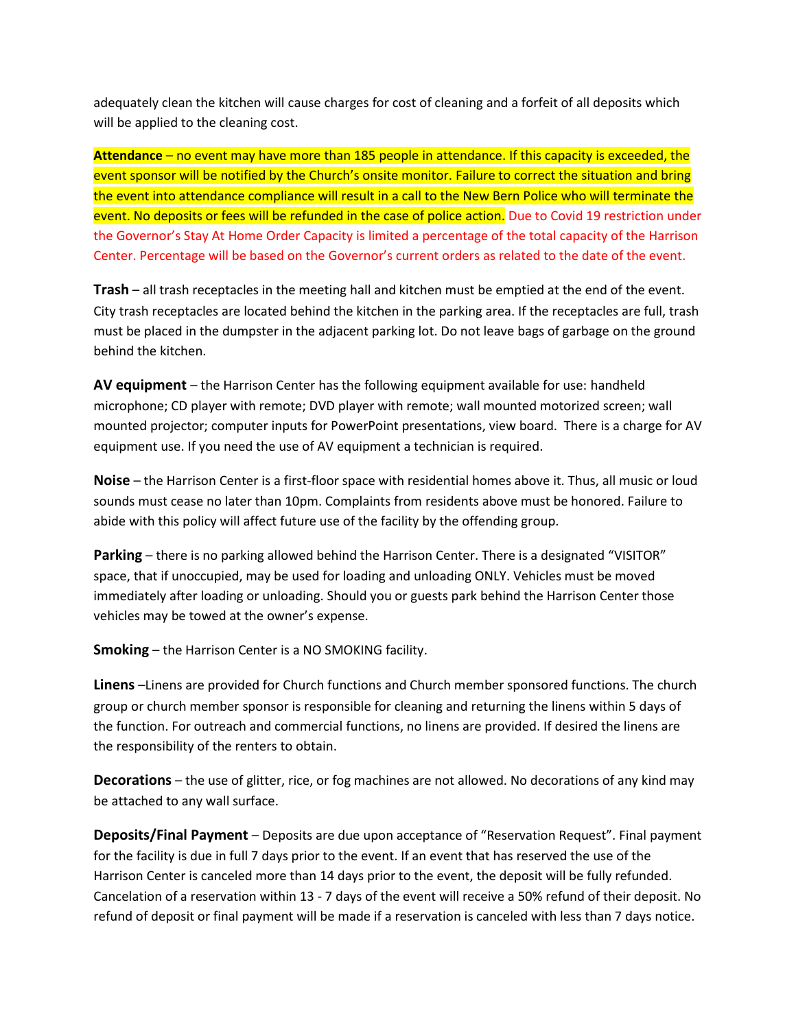adequately clean the kitchen will cause charges for cost of cleaning and a forfeit of all deposits which will be applied to the cleaning cost.

**Attendance** – no event may have more than 185 people in attendance. If this capacity is exceeded, the event sponsor will be notified by the Church's onsite monitor. Failure to correct the situation and bring the event into attendance compliance will result in a call to the New Bern Police who will terminate the event. No deposits or fees will be refunded in the case of police action. Due to Covid 19 restriction under the Governor's Stay At Home Order Capacity is limited a percentage of the total capacity of the Harrison Center. Percentage will be based on the Governor's current orders as related to the date of the event.

**Trash** – all trash receptacles in the meeting hall and kitchen must be emptied at the end of the event. City trash receptacles are located behind the kitchen in the parking area. If the receptacles are full, trash must be placed in the dumpster in the adjacent parking lot. Do not leave bags of garbage on the ground behind the kitchen.

**AV equipment** – the Harrison Center has the following equipment available for use: handheld microphone; CD player with remote; DVD player with remote; wall mounted motorized screen; wall mounted projector; computer inputs for PowerPoint presentations, view board. There is a charge for AV equipment use. If you need the use of AV equipment a technician is required.

**Noise** – the Harrison Center is a first-floor space with residential homes above it. Thus, all music or loud sounds must cease no later than 10pm. Complaints from residents above must be honored. Failure to abide with this policy will affect future use of the facility by the offending group.

**Parking** – there is no parking allowed behind the Harrison Center. There is a designated "VISITOR" space, that if unoccupied, may be used for loading and unloading ONLY. Vehicles must be moved immediately after loading or unloading. Should you or guests park behind the Harrison Center those vehicles may be towed at the owner's expense.

**Smoking** – the Harrison Center is a NO SMOKING facility.

**Linens** –Linens are provided for Church functions and Church member sponsored functions. The church group or church member sponsor is responsible for cleaning and returning the linens within 5 days of the function. For outreach and commercial functions, no linens are provided. If desired the linens are the responsibility of the renters to obtain.

**Decorations** – the use of glitter, rice, or fog machines are not allowed. No decorations of any kind may be attached to any wall surface.

**Deposits/Final Payment** – Deposits are due upon acceptance of "Reservation Request". Final payment for the facility is due in full 7 days prior to the event. If an event that has reserved the use of the Harrison Center is canceled more than 14 days prior to the event, the deposit will be fully refunded. Cancelation of a reservation within 13 - 7 days of the event will receive a 50% refund of their deposit. No refund of deposit or final payment will be made if a reservation is canceled with less than 7 days notice.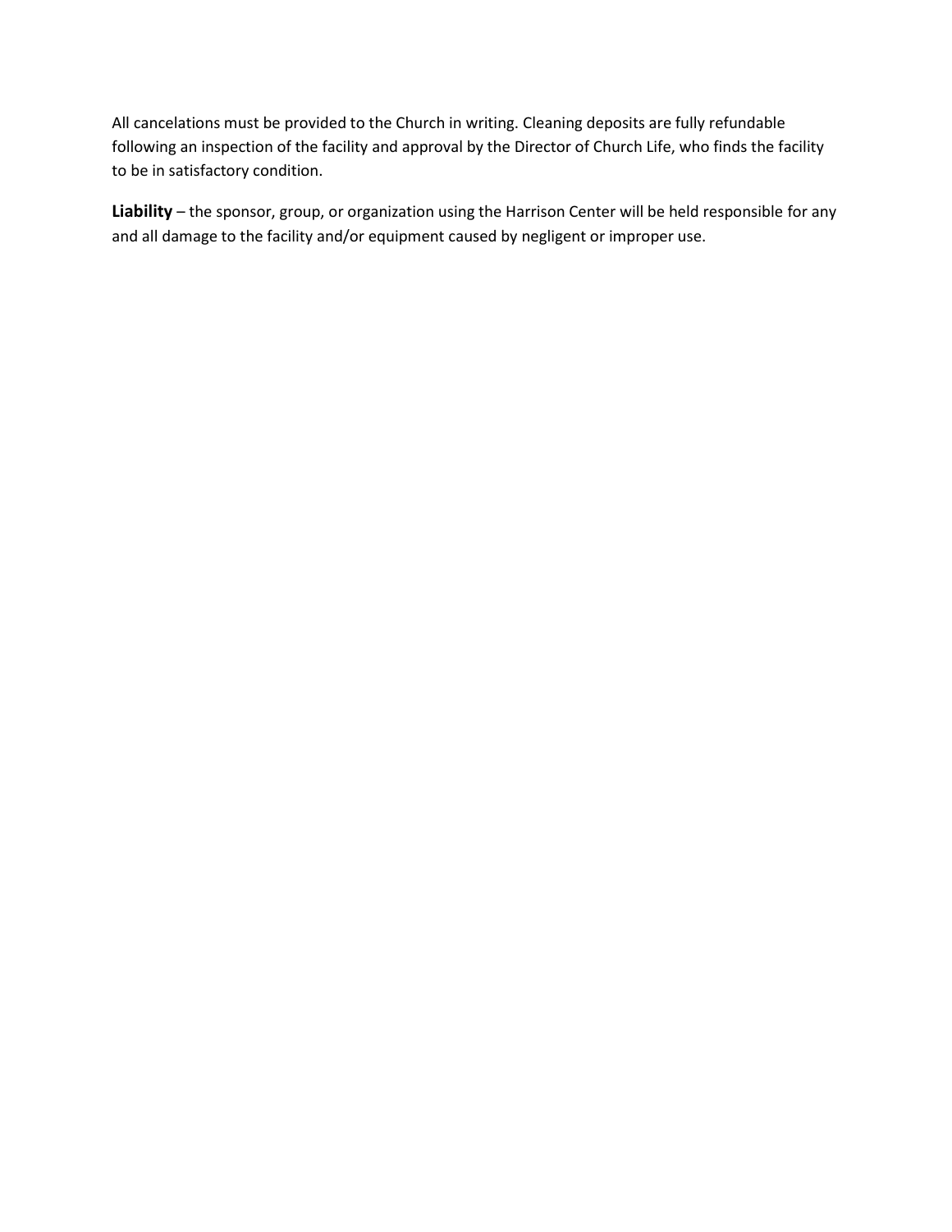All cancelations must be provided to the Church in writing. Cleaning deposits are fully refundable following an inspection of the facility and approval by the Director of Church Life, who finds the facility to be in satisfactory condition.

**Liability** – the sponsor, group, or organization using the Harrison Center will be held responsible for any and all damage to the facility and/or equipment caused by negligent or improper use.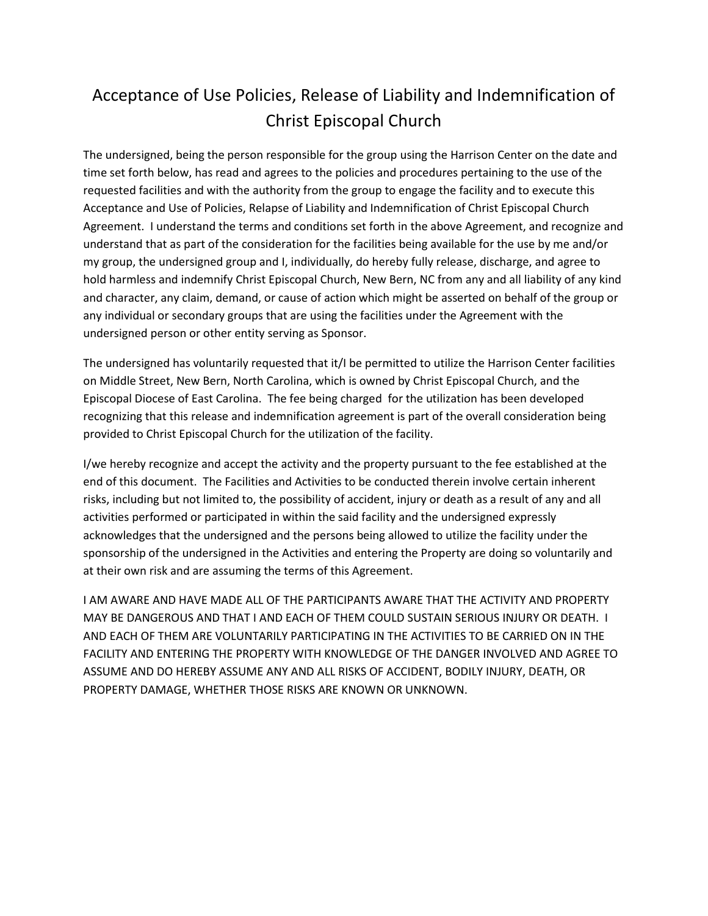# Acceptance of Use Policies, Release of Liability and Indemnification of Christ Episcopal Church

The undersigned, being the person responsible for the group using the Harrison Center on the date and time set forth below, has read and agrees to the policies and procedures pertaining to the use of the requested facilities and with the authority from the group to engage the facility and to execute this Acceptance and Use of Policies, Relapse of Liability and Indemnification of Christ Episcopal Church Agreement. I understand the terms and conditions set forth in the above Agreement, and recognize and understand that as part of the consideration for the facilities being available for the use by me and/or my group, the undersigned group and I, individually, do hereby fully release, discharge, and agree to hold harmless and indemnify Christ Episcopal Church, New Bern, NC from any and all liability of any kind and character, any claim, demand, or cause of action which might be asserted on behalf of the group or any individual or secondary groups that are using the facilities under the Agreement with the undersigned person or other entity serving as Sponsor.

The undersigned has voluntarily requested that it/I be permitted to utilize the Harrison Center facilities on Middle Street, New Bern, North Carolina, which is owned by Christ Episcopal Church, and the Episcopal Diocese of East Carolina. The fee being charged for the utilization has been developed recognizing that this release and indemnification agreement is part of the overall consideration being provided to Christ Episcopal Church for the utilization of the facility.

I/we hereby recognize and accept the activity and the property pursuant to the fee established at the end of this document. The Facilities and Activities to be conducted therein involve certain inherent risks, including but not limited to, the possibility of accident, injury or death as a result of any and all activities performed or participated in within the said facility and the undersigned expressly acknowledges that the undersigned and the persons being allowed to utilize the facility under the sponsorship of the undersigned in the Activities and entering the Property are doing so voluntarily and at their own risk and are assuming the terms of this Agreement.

I AM AWARE AND HAVE MADE ALL OF THE PARTICIPANTS AWARE THAT THE ACTIVITY AND PROPERTY MAY BE DANGEROUS AND THAT I AND EACH OF THEM COULD SUSTAIN SERIOUS INJURY OR DEATH. I AND EACH OF THEM ARE VOLUNTARILY PARTICIPATING IN THE ACTIVITIES TO BE CARRIED ON IN THE FACILITY AND ENTERING THE PROPERTY WITH KNOWLEDGE OF THE DANGER INVOLVED AND AGREE TO ASSUME AND DO HEREBY ASSUME ANY AND ALL RISKS OF ACCIDENT, BODILY INJURY, DEATH, OR PROPERTY DAMAGE, WHETHER THOSE RISKS ARE KNOWN OR UNKNOWN.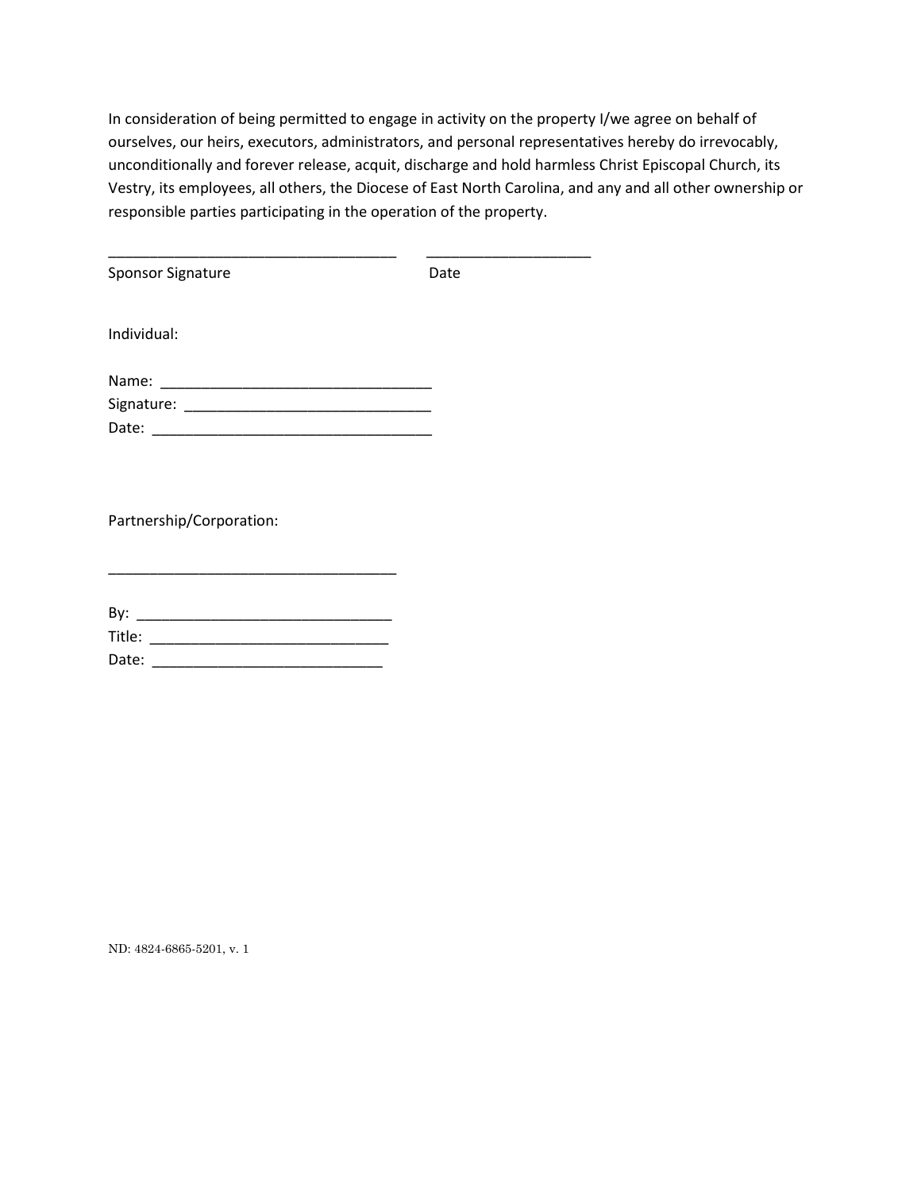In consideration of being permitted to engage in activity on the property I/we agree on behalf of ourselves, our heirs, executors, administrators, and personal representatives hereby do irrevocably, unconditionally and forever release, acquit, discharge and hold harmless Christ Episcopal Church, its Vestry, its employees, all others, the Diocese of East North Carolina, and any and all other ownership or responsible parties participating in the operation of the property.

___________________________________ ____________________

Sponsor Signature Date

Individual:

Name: ________________________________

Signature: _____________________________

Date: __________________________________

Partnership/Corporation:

___________________________________

By: ______________________________

Title: _____________________________

Date: ____________________________

ND: 4824-6865-5201, v. 1